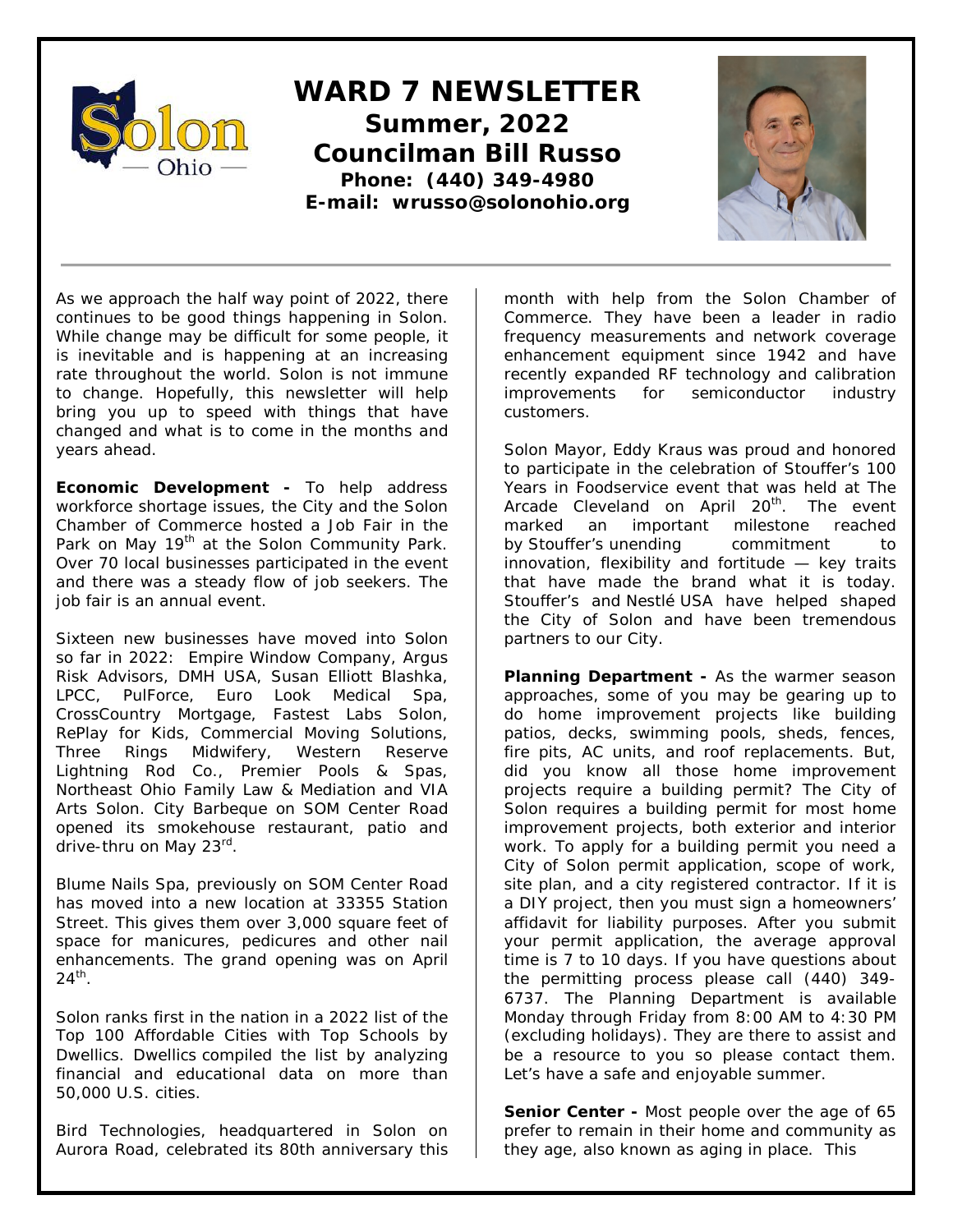# WARD 7 NEWSLETTER

## Summer, 2022

## Councilman Bill Russo

**Phone: (440) 349-4980**

**E-mail: wrusso@solonohio.org**

As we approach the half way point of 2022, there continues to be good things happening in Solon. While change may be difficult for some people, it is inevitable and is happening at an increasing rate throughout the world. Solon is not immune to change. Hopefully, this newsletter will help bring you up to speed with things that have changed and what is to come in the months and years ahead.

**Economic Development -** To help address workforce shortage issues, the City and the Solon Chamber of Commerce hosted a Job Fair in the Park on May 19th at the Solon Community Park. Over 70 local businesses participated in the event and there was a steady flow of job seekers. The job fair is an annual event.

Sixteen new businesses have moved into Solon so far in 2022: Empire Window Company, Argus Risk Advisors, DMH USA, Susan Elliott Blashka, LPCC, PulForce, Euro Look Medical Spa, CrossCountry Mortgage, Fastest Labs Solon, RePlay for Kids, Commercial Moving Solutions, Three Rings Midwifery, Western Reserve Lightning Rod Co., Premier Pools & Spas, Northeast Ohio Family Law & Mediation and VIA Arts Solon. City Barbeque on SOM Center Road opened its smokehouse restaurant, patio and drive-thru on May 23rd.

Blume Nails Spa, previously on SOM Center Road has moved into a new location at 33355 Station Street. This gives them over 3,000 square feet of space for manicures, pedicures and other nail enhancements. The grand opening was on April 24th.

Solon ranks first in the nation in a 2022 list of the Top 100 Affordable Cities with Top Schools by Dwellics. Dwellics compiled the list by analyzing financial and educational data on more than 50,000 U.S. cities.

Bird Technologies, headquartered in Solon on Aurora Road, celebrated its 80th anniversary this month with help from the Solon Chamber of Commerce. They have been a leader in radio frequency measurements and network coverage enhancement equipment since 1942 and have recently expanded RF technology and calibration improvements for semiconductor industry customers.

Solon Mayor, Eddy Kraus was proud and honored to participate in the celebration of Stouffer's 100 Years in Foodservice event that was held at The Arcade Cleveland on April 20th. The event marked an important milestone reached by Stouffer's unending commitment to innovation, flexibility and fortitude — key traits that have made the brand what it is today. Stouffer's and Nestlé USA have helped shaped the City of Solon and have been tremendous partners to our City.

**Planning Department -** As the warmer season approaches, some of you may be gearing up to do home improvement projects like building patios, decks, swimming pools, sheds, fences, fire pits, AC units, and roof replacements. But, did you know all those home improvement projects require a building permit? The City of Solon requires a building permit for most home improvement projects, both exterior and interior work. To apply for a building permit you need a City of Solon permit application, scope of work, site plan, and a city registered contractor. If it is a DIY project, then you must sign a homeowners' affidavit for liability purposes. After you submit your permit application, the average approval time is 7 to 10 days. If you have questions about the permitting process please call (440) 349-6737. The Planning Department is available Monday through Friday from 8:00 AM to 4:30 PM (excluding holidays). They are there to assist and be a resource to you so please contact them. Let's have a safe and enjoyable summer.

**Senior Center -** Most people over the age of 65 prefer to remain in their home and community as they age, also known as aging in place. This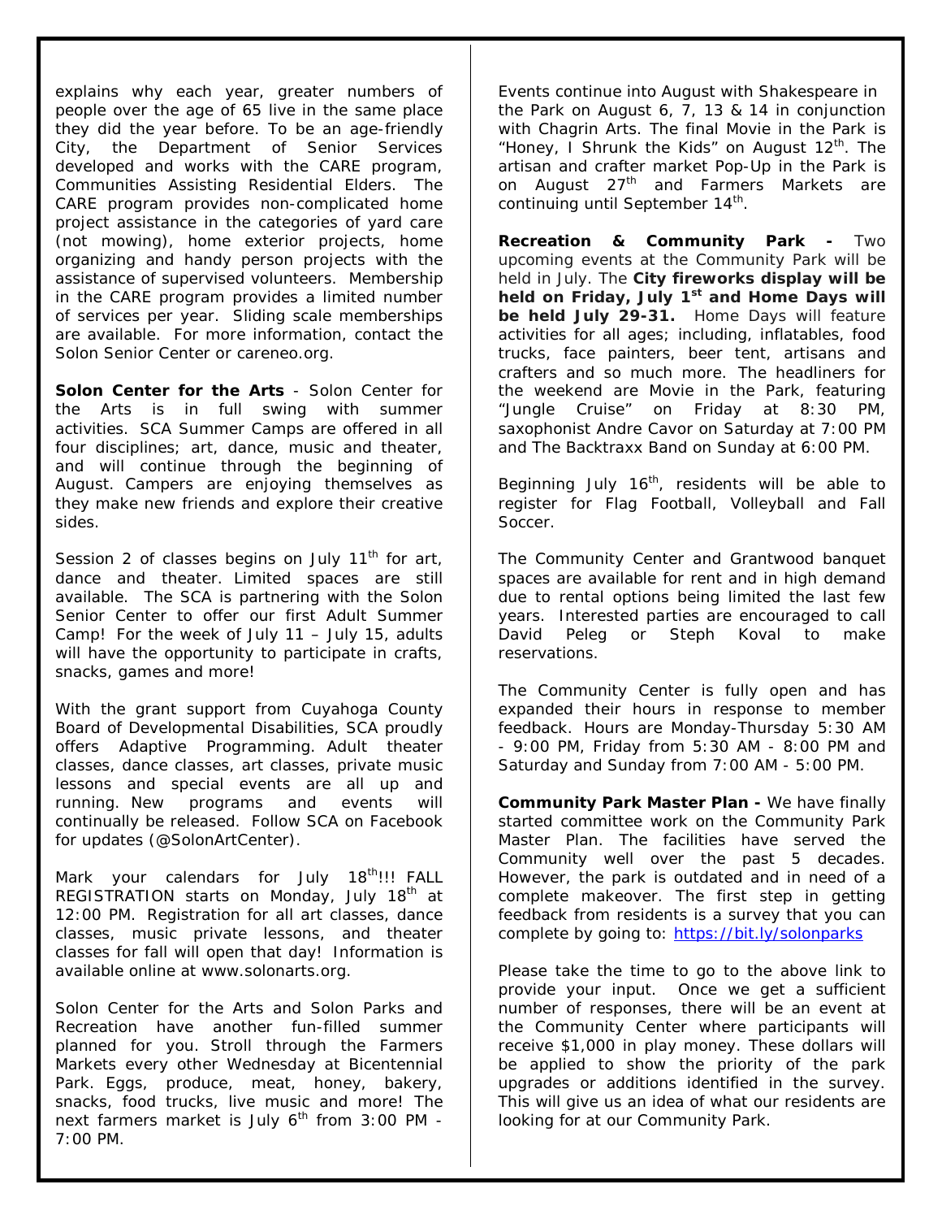explains why each year, greater numbers of people over the age of 65 live in the same place they did the year before. To be an age-friendly City, the Department of Senior Services developed and works with the CARE program, Communities Assisting Residential Elders. The CARE program provides non-complicated home project assistance in the categories of yard care (not mowing), home exterior projects, home organizing and handy person projects with the assistance of supervised volunteers. Membership in the CARE program provides a limited number of services per year. Sliding scale memberships are available. For more information, contact the Solon Senior Center or careneo.org.

**Solon Center for the Arts** - Solon Center for the Arts is in full swing with summer activities. SCA Summer Camps are offered in all four disciplines; art, dance, music and theater, and will continue through the beginning of August. Campers are enjoying themselves as they make new friends and explore their creative sides.

Session 2 of classes begins on July 11th for art, dance and theater. Limited spaces are still available. The SCA is partnering with the Solon Senior Center to offer our first Adult Summer Camp! For the week of July 11 – July 15, adults will have the opportunity to participate in crafts, snacks, games and more!

With the grant support from Cuyahoga County Board of Developmental Disabilities, SCA proudly offers Adaptive Programming. Adult theater classes, dance classes, art classes, private music lessons and special events are all up and running. New programs and events will continually be released. Follow SCA on Facebook for updates (@SolonArtCenter).

Mark your calendars for July 18th!!! FALL REGISTRATION starts on Monday, July 18th at 12:00 PM. Registration for all art classes, dance classes, music private lessons, and theater classes for fall will open that day! Information is available online at www.solonarts.org.

Solon Center for the Arts and Solon Parks and Recreation have another fun-filled summer planned for you. Stroll through the Farmers Markets every other Wednesday at Bicentennial Park. Eggs, produce, meat, honey, bakery, snacks, food trucks, live music and more! The next farmers market is July 6th from 3:00 PM - 7:00 PM.

Events continue into August with Shakespeare in the Park on August 6, 7, 13 & 14 in conjunction with Chagrin Arts. The final Movie in the Park is "Honey, I Shrunk the Kids" on August 12th. The artisan and crafter market Pop-Up in the Park is on August 27th and Farmers Markets are continuing until September 14th.

**Recreation & Community Park -** Two upcoming events at the Community Park will be held in July. The **City fireworks display will be held on Friday, July 1st and Home Days will be held July 29-31.** Home Days will feature activities for all ages; including, inflatables, food trucks, face painters, beer tent, artisans and crafters and so much more. The headliners for the weekend are Movie in the Park, featuring "Jungle Cruise" on Friday at 8:30 PM, saxophonist Andre Cavor on Saturday at 7:00 PM and The Backtraxx Band on Sunday at 6:00 PM.

Beginning July 16th, residents will be able to register for Flag Football, Volleyball and Fall Soccer.

The Community Center and Grantwood banquet spaces are available for rent and in high demand due to rental options being limited the last few years. Interested parties are encouraged to call David Peleg or Steph Koval to make reservations.

The Community Center is fully open and has expanded their hours in response to member feedback. Hours are Monday-Thursday 5:30 AM - 9:00 PM, Friday from 5:30 AM - 8:00 PM and Saturday and Sunday from 7:00 AM - 5:00 PM.

**Community Park Master Plan -** We have finally started committee work on the Community Park Master Plan. The facilities have served the Community well over the past 5 decades. However, the park is outdated and in need of a complete makeover. The first step in getting feedback from residents is a survey that you can complete by going to: https://bit.ly/solonparks

Please take the time to go to the above link to provide your input. Once we get a sufficient number of responses, there will be an event at the Community Center where participants will receive $1,000 in play money. These dollars will be applied to show the priority of the park upgrades or additions identified in the survey. This will give us an idea of what our residents are looking for at our Community Park.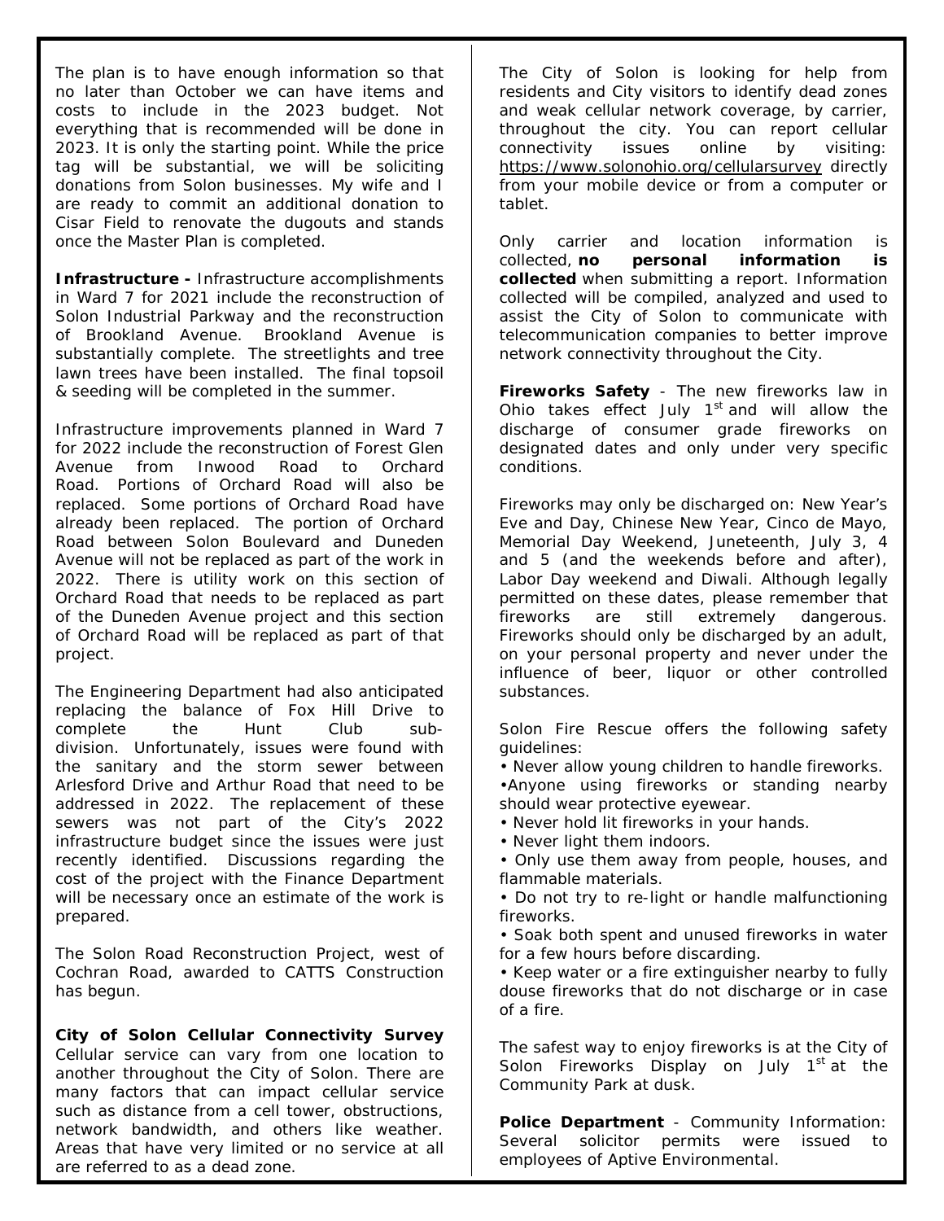The plan is to have enough information so that no later than October we can have items and costs to include in the 2023 budget. Not everything that is recommended will be done in 2023. It is only the starting point. While the price tag will be substantial, we will be soliciting donations from Solon businesses. My wife and I are ready to commit an additional donation to Cisar Field to renovate the dugouts and stands once the Master Plan is completed.

**Infrastructure -** Infrastructure accomplishments in Ward 7 for 2021 include the reconstruction of Solon Industrial Parkway and the reconstruction of Brookland Avenue. Brookland Avenue is substantially complete. The streetlights and tree lawn trees have been installed. The final topsoil & seeding will be completed in the summer.

Infrastructure improvements planned in Ward 7 for 2022 include the reconstruction of Forest Glen Avenue from Inwood Road to Orchard Road. Portions of Orchard Road will also be replaced. Some portions of Orchard Road have already been replaced. The portion of Orchard Road between Solon Boulevard and Duneden Avenue will not be replaced as part of the work in 2022. There is utility work on this section of Orchard Road that needs to be replaced as part of the Duneden Avenue project and this section of Orchard Road will be replaced as part of that project.

The Engineering Department had also anticipated replacing the balance of Fox Hill Drive to complete the Hunt Club sub-division. Unfortunately, issues were found with the sanitary and the storm sewer between Arlesford Drive and Arthur Road that need to be addressed in 2022. The replacement of these sewers was not part of the City's 2022 infrastructure budget since the issues were just recently identified. Discussions regarding the cost of the project with the Finance Department will be necessary once an estimate of the work is prepared.

The Solon Road Reconstruction Project, west of Cochran Road, awarded to CATTS Construction has begun.

**City of Solon Cellular Connectivity Survey**
Cellular service can vary from one location to another throughout the City of Solon. There are many factors that can impact cellular service such as distance from a cell tower, obstructions, network bandwidth, and others like weather. Areas that have very limited or no service at all are referred to as a dead zone.

The City of Solon is looking for help from residents and City visitors to identify dead zones and weak cellular network coverage, by carrier, throughout the city. You can report cellular connectivity issues online by visiting: https://www.solonohio.org/cellularsurvey directly from your mobile device or from a computer or tablet.

Only carrier and location information is collected, **no personal information is collected** when submitting a report. Information collected will be compiled, analyzed and used to assist the City of Solon to communicate with telecommunication companies to better improve network connectivity throughout the City.

**Fireworks Safety** - The new fireworks law in Ohio takes effect July 1st and will allow the discharge of consumer grade fireworks on designated dates and only under very specific conditions.

Fireworks may only be discharged on: New Year's Eve and Day, Chinese New Year, Cinco de Mayo, Memorial Day Weekend, Juneteenth, July 3, 4 and 5 (and the weekends before and after), Labor Day weekend and Diwali. Although legally permitted on these dates, please remember that fireworks are still extremely dangerous. Fireworks should only be discharged by an adult, on your personal property and never under the influence of beer, liquor or other controlled substances.

Solon Fire Rescue offers the following safety guidelines:

- Never allow young children to handle fireworks.
- Anyone using fireworks or standing nearby should wear protective eyewear.
- Never hold lit fireworks in your hands.
- Never light them indoors.
- Only use them away from people, houses, and flammable materials.
- Do not try to re-light or handle malfunctioning fireworks.
- Soak both spent and unused fireworks in water for a few hours before discarding.
- Keep water or a fire extinguisher nearby to fully douse fireworks that do not discharge or in case of a fire.

The safest way to enjoy fireworks is at the City of Solon Fireworks Display on July 1st at the Community Park at dusk.

**Police Department** - Community Information: Several solicitor permits were issued to employees of Aptive Environmental.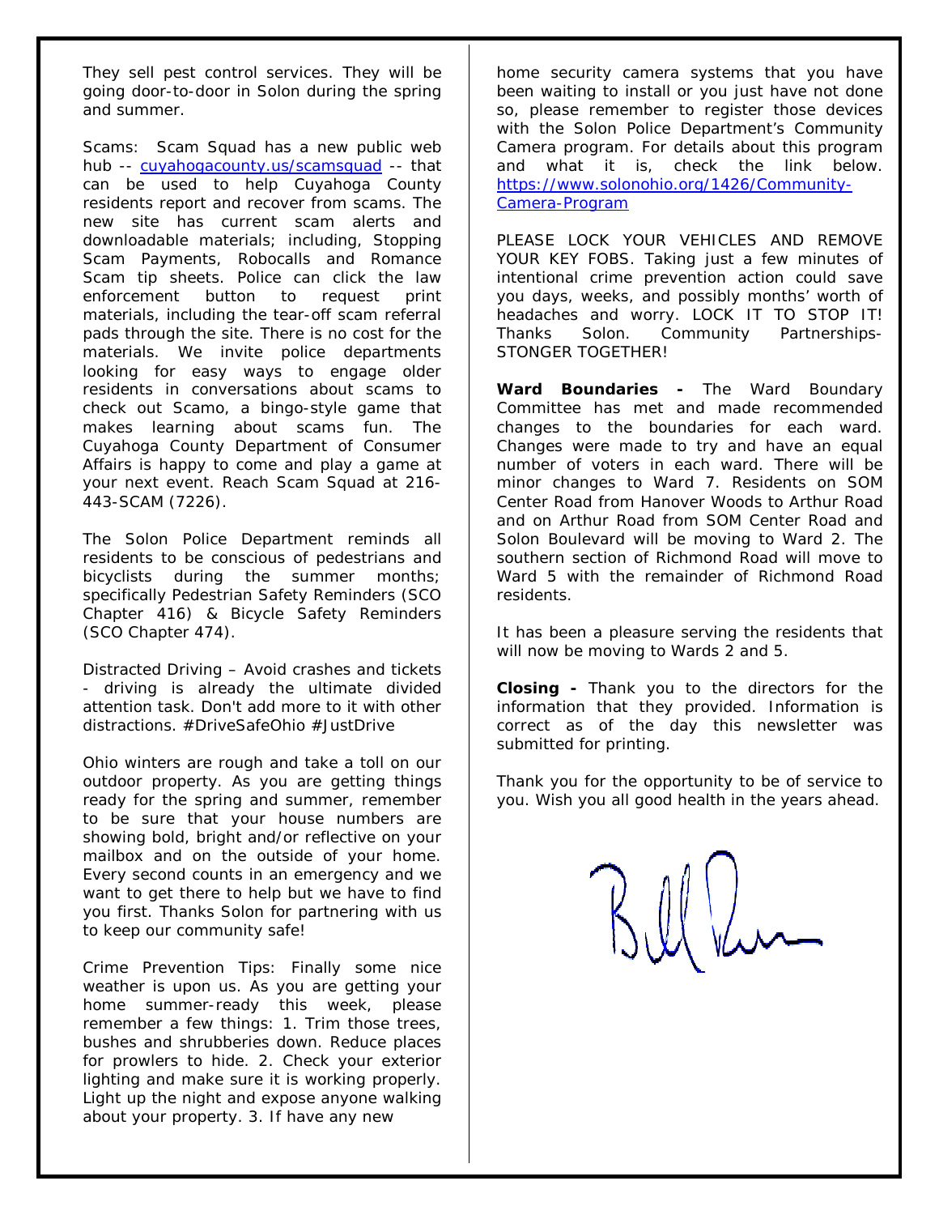They sell pest control services. They will be going door-to-door in Solon during the spring and summer.

Scams: Scam Squad has a new public web hub -- cuyahogacounty.us/scamsquad -- that can be used to help Cuyahoga County residents report and recover from scams. The new site has current scam alerts and downloadable materials; including, Stopping Scam Payments, Robocalls and Romance Scam tip sheets. Police can click the law enforcement button to request print materials, including the tear-off scam referral pads through the site. There is no cost for the materials. We invite police departments looking for easy ways to engage older residents in conversations about scams to check out Scamo, a bingo-style game that makes learning about scams fun. The Cuyahoga County Department of Consumer Affairs is happy to come and play a game at your next event. Reach Scam Squad at 216-443-SCAM (7226).

The Solon Police Department reminds all residents to be conscious of pedestrians and bicyclists during the summer months; specifically Pedestrian Safety Reminders (SCO Chapter 416) & Bicycle Safety Reminders (SCO Chapter 474).

Distracted Driving – Avoid crashes and tickets - driving is already the ultimate divided attention task. Don't add more to it with other distractions. #DriveSafeOhio #JustDrive

Ohio winters are rough and take a toll on our outdoor property. As you are getting things ready for the spring and summer, remember to be sure that your house numbers are showing bold, bright and/or reflective on your mailbox and on the outside of your home. Every second counts in an emergency and we want to get there to help but we have to find you first. Thanks Solon for partnering with us to keep our community safe!

Crime Prevention Tips: Finally some nice weather is upon us. As you are getting your home summer-ready this week, please remember a few things: 1. Trim those trees, bushes and shrubberies down. Reduce places for prowlers to hide. 2. Check your exterior lighting and make sure it is working properly. Light up the night and expose anyone walking about your property. 3. If have any new home security camera systems that you have been waiting to install or you just have not done so, please remember to register those devices with the Solon Police Department's Community Camera program. For details about this program and what it is, check the link below. https://www.solonohio.org/1426/Community-Camera-Program

PLEASE LOCK YOUR VEHICLES AND REMOVE YOUR KEY FOBS. Taking just a few minutes of intentional crime prevention action could save you days, weeks, and possibly months' worth of headaches and worry. LOCK IT TO STOP IT! Thanks Solon. Community Partnerships-STONGER TOGETHER!

**Ward Boundaries -** The Ward Boundary Committee has met and made recommended changes to the boundaries for each ward. Changes were made to try and have an equal number of voters in each ward. There will be minor changes to Ward 7. Residents on SOM Center Road from Hanover Woods to Arthur Road and on Arthur Road from SOM Center Road and Solon Boulevard will be moving to Ward 2. The southern section of Richmond Road will move to Ward 5 with the remainder of Richmond Road residents.

It has been a pleasure serving the residents that will now be moving to Wards 2 and 5.

**Closing -** Thank you to the directors for the information that they provided. Information is correct as of the day this newsletter was submitted for printing.

Thank you for the opportunity to be of service to you. Wish you all good health in the years ahead.